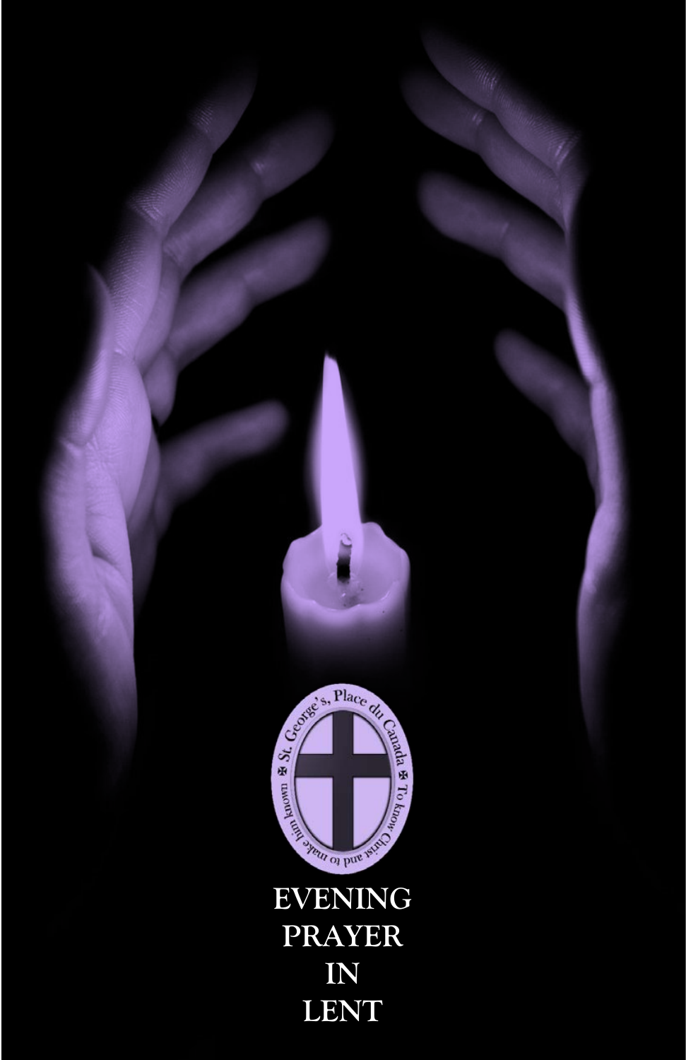St. George's, Place du Canada ✠ To know Christ and to make him known

# EVENING PRAYER IN LENT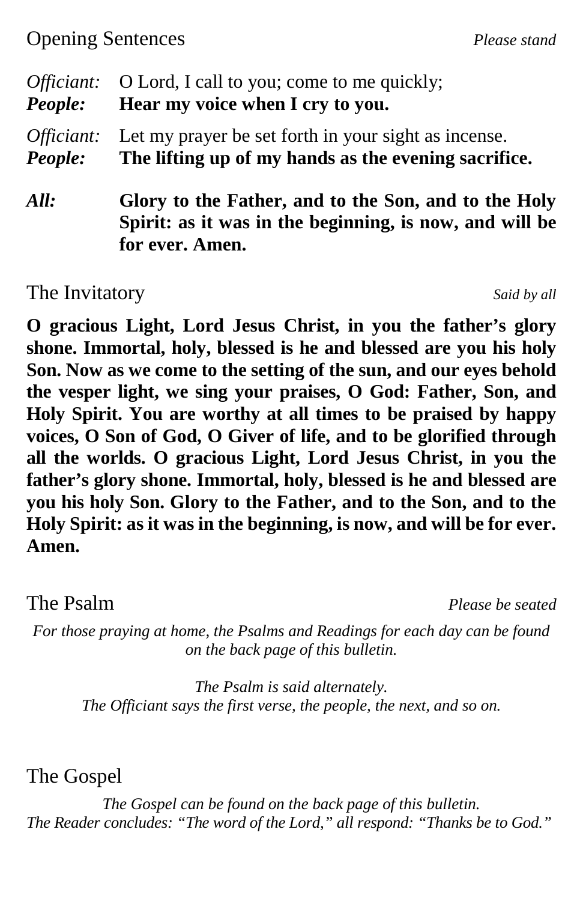## Opening Sentences *Please stand*

*Officiant:* O Lord, I call to you; come to me quickly;
***People:*** **Hear my voice when I cry to you.**

*Officiant:* Let my prayer be set forth in your sight as incense.
***People:*** **The lifting up of my hands as the evening sacrifice.**

***All:*** **Glory to the Father, and to the Son, and to the Holy Spirit: as it was in the beginning, is now, and will be for ever. Amen.**

## The Invitatory *Said by all*

**O gracious Light, Lord Jesus Christ, in you the father's glory shone. Immortal, holy, blessed is he and blessed are you his holy Son. Now as we come to the setting of the sun, and our eyes behold the vesper light, we sing your praises, O God: Father, Son, and Holy Spirit. You are worthy at all times to be praised by happy voices, O Son of God, O Giver of life, and to be glorified through all the worlds. O gracious Light, Lord Jesus Christ, in you the father's glory shone. Immortal, holy, blessed is he and blessed are you his holy Son. Glory to the Father, and to the Son, and to the Holy Spirit: as it was in the beginning, is now, and will be for ever. Amen.**

## The Psalm *Please be seated*

*For those praying at home, the Psalms and Readings for each day can be found on the back page of this bulletin.*

*The Psalm is said alternately.*
*The Officiant says the first verse, the people, the next, and so on.*

## The Gospel

*The Gospel can be found on the back page of this bulletin.*
*The Reader concludes: "The word of the Lord," all respond: "Thanks be to God."*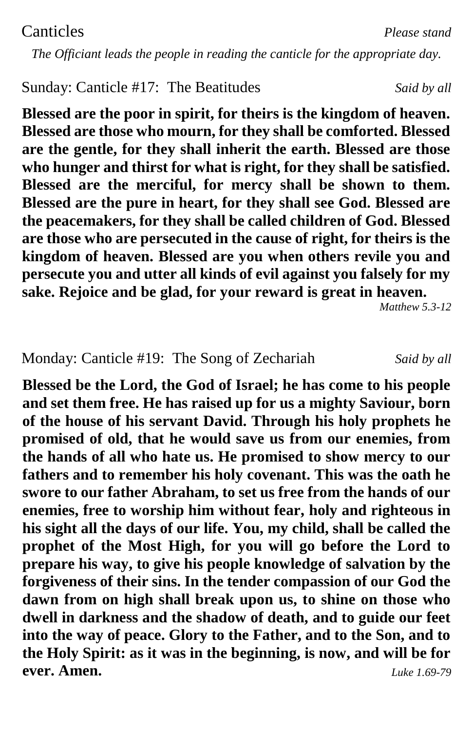## Canticles

*Please stand*

*The Officiant leads the people in reading the canticle for the appropriate day.*

### Sunday: Canticle #17: The Beatitudes

*Said by all*

**Blessed are the poor in spirit, for theirs is the kingdom of heaven. Blessed are those who mourn, for they shall be comforted. Blessed are the gentle, for they shall inherit the earth. Blessed are those who hunger and thirst for what is right, for they shall be satisfied. Blessed are the merciful, for mercy shall be shown to them. Blessed are the pure in heart, for they shall see God. Blessed are the peacemakers, for they shall be called children of God. Blessed are those who are persecuted in the cause of right, for theirs is the kingdom of heaven. Blessed are you when others revile you and persecute you and utter all kinds of evil against you falsely for my sake. Rejoice and be glad, for your reward is great in heaven.**

*Matthew 5.3-12*

### Monday: Canticle #19: The Song of Zechariah

*Said by all*

**Blessed be the Lord, the God of Israel; he has come to his people and set them free. He has raised up for us a mighty Saviour, born of the house of his servant David. Through his holy prophets he promised of old, that he would save us from our enemies, from the hands of all who hate us. He promised to show mercy to our fathers and to remember his holy covenant. This was the oath he swore to our father Abraham, to set us free from the hands of our enemies, free to worship him without fear, holy and righteous in his sight all the days of our life. You, my child, shall be called the prophet of the Most High, for you will go before the Lord to prepare his way, to give his people knowledge of salvation by the forgiveness of their sins. In the tender compassion of our God the dawn from on high shall break upon us, to shine on those who dwell in darkness and the shadow of death, and to guide our feet into the way of peace. Glory to the Father, and to the Son, and to the Holy Spirit: as it was in the beginning, is now, and will be for ever. Amen.**

*Luke 1.69-79*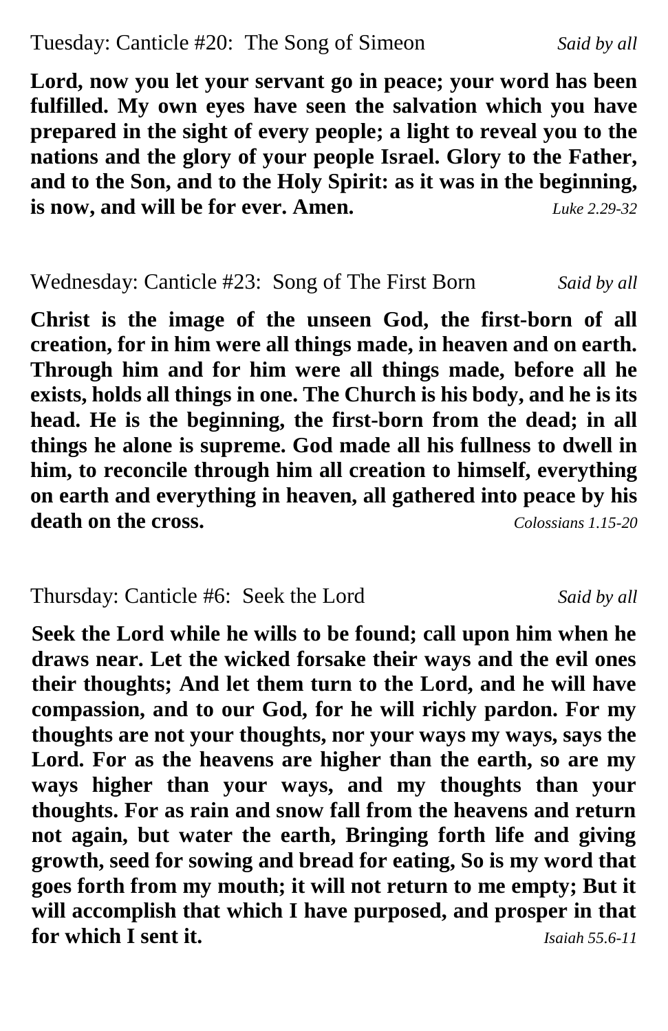Tuesday: Canticle #20: The Song of Simeon *Said by all*

**Lord, now you let your servant go in peace; your word has been fulfilled. My own eyes have seen the salvation which you have prepared in the sight of every people; a light to reveal you to the nations and the glory of your people Israel. Glory to the Father, and to the Son, and to the Holy Spirit: as it was in the beginning, is now, and will be for ever. Amen.** *Luke 2.29-32*

Wednesday: Canticle #23: Song of The First Born *Said by all*

**Christ is the image of the unseen God, the first-born of all creation, for in him were all things made, in heaven and on earth. Through him and for him were all things made, before all he exists, holds all things in one. The Church is his body, and he is its head. He is the beginning, the first-born from the dead; in all things he alone is supreme. God made all his fullness to dwell in him, to reconcile through him all creation to himself, everything on earth and everything in heaven, all gathered into peace by his death on the cross.** *Colossians 1.15-20*

Thursday: Canticle #6: Seek the Lord *Said by all*

**Seek the Lord while he wills to be found; call upon him when he draws near. Let the wicked forsake their ways and the evil ones their thoughts; And let them turn to the Lord, and he will have compassion, and to our God, for he will richly pardon. For my thoughts are not your thoughts, nor your ways my ways, says the Lord. For as the heavens are higher than the earth, so are my ways higher than your ways, and my thoughts than your thoughts. For as rain and snow fall from the heavens and return not again, but water the earth, Bringing forth life and giving growth, seed for sowing and bread for eating, So is my word that goes forth from my mouth; it will not return to me empty; But it will accomplish that which I have purposed, and prosper in that for which I sent it.** *Isaiah 55.6-11*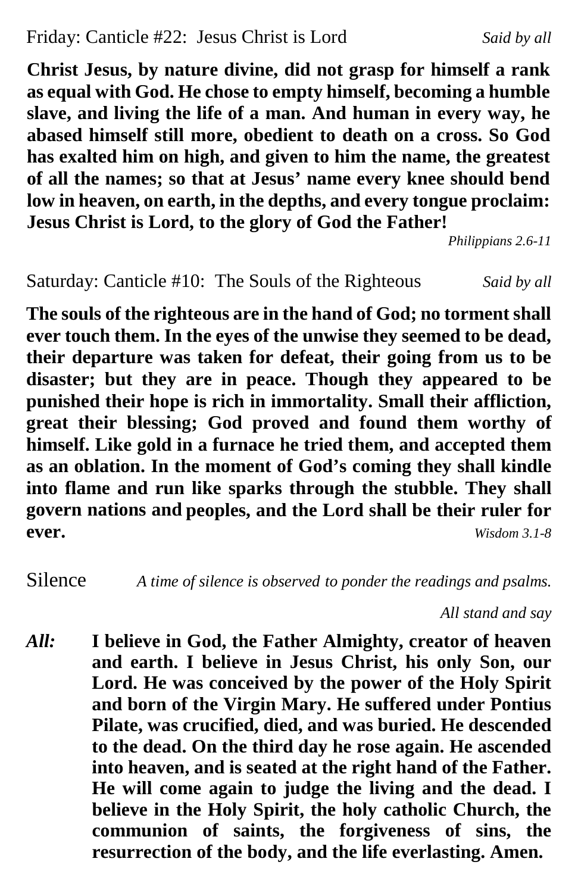Friday: Canticle #22: Jesus Christ is Lord *Said by all*

**Christ Jesus, by nature divine, did not grasp for himself a rank as equal with God. He chose to empty himself, becoming a humble slave, and living the life of a man. And human in every way, he abased himself still more, obedient to death on a cross. So God has exalted him on high, and given to him the name, the greatest of all the names; so that at Jesus' name every knee should bend low in heaven, on earth, in the depths, and every tongue proclaim: Jesus Christ is Lord, to the glory of God the Father!**

*Philippians 2.6-11*

Saturday: Canticle #10: The Souls of the Righteous *Said by all*

**The souls of the righteous are in the hand of God; no torment shall ever touch them. In the eyes of the unwise they seemed to be dead, their departure was taken for defeat, their going from us to be disaster; but they are in peace. Though they appeared to be punished their hope is rich in immortality. Small their affliction, great their blessing; God proved and found them worthy of himself. Like gold in a furnace he tried them, and accepted them as an oblation. In the moment of God's coming they shall kindle into flame and run like sparks through the stubble. They shall govern nations and peoples, and the Lord shall be their ruler for ever.** *Wisdom 3.1-8*

Silence *A time of silence is observed to ponder the readings and psalms.*

*All stand and say*

***All:*** **I believe in God, the Father Almighty, creator of heaven and earth. I believe in Jesus Christ, his only Son, our Lord. He was conceived by the power of the Holy Spirit and born of the Virgin Mary. He suffered under Pontius Pilate, was crucified, died, and was buried. He descended to the dead. On the third day he rose again. He ascended into heaven, and is seated at the right hand of the Father. He will come again to judge the living and the dead. I believe in the Holy Spirit, the holy catholic Church, the communion of saints, the forgiveness of sins, the resurrection of the body, and the life everlasting. Amen.**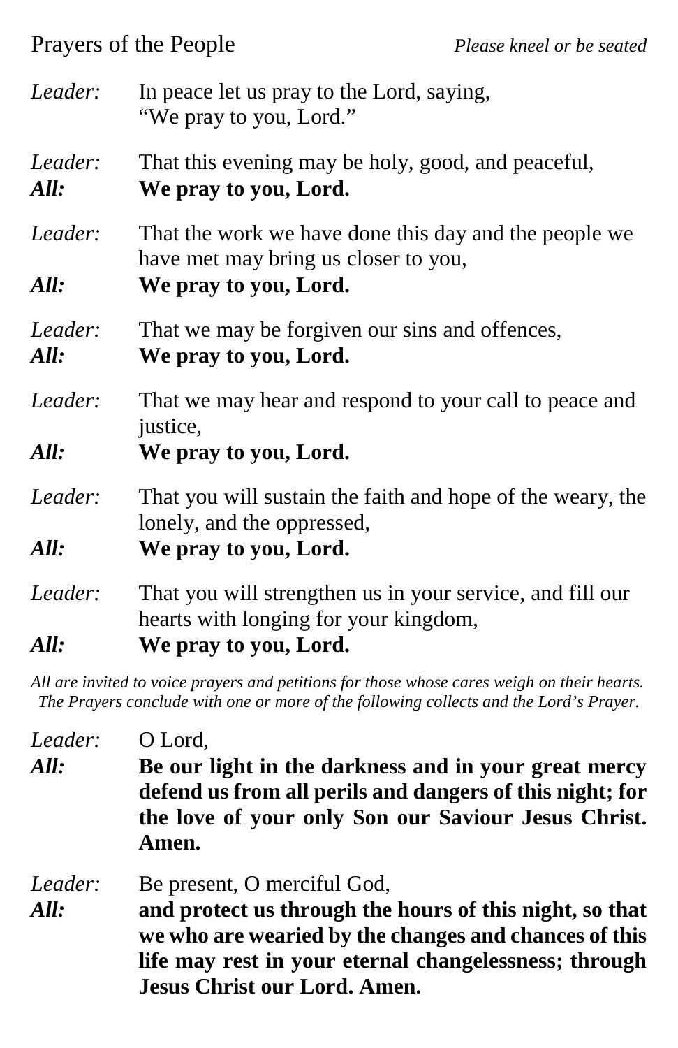## Prayers of the People

*Please kneel or be seated*

*Leader:* In peace let us pray to the Lord, saying, "We pray to you, Lord."

*Leader:* That this evening may be holy, good, and peaceful,
***All:*** **We pray to you, Lord.**

*Leader:* That the work we have done this day and the people we have met may bring us closer to you,
***All:*** **We pray to you, Lord.**

*Leader:* That we may be forgiven our sins and offences,
***All:*** **We pray to you, Lord.**

*Leader:* That we may hear and respond to your call to peace and justice,
***All:*** **We pray to you, Lord.**

*Leader:* That you will sustain the faith and hope of the weary, the lonely, and the oppressed,
***All:*** **We pray to you, Lord.**

*Leader:* That you will strengthen us in your service, and fill our hearts with longing for your kingdom,
***All:*** **We pray to you, Lord.**

*All are invited to voice prayers and petitions for those whose cares weigh on their hearts. The Prayers conclude with one or more of the following collects and the Lord's Prayer.*

*Leader:* O Lord,
***All:*** **Be our light in the darkness and in your great mercy defend us from all perils and dangers of this night; for the love of your only Son our Saviour Jesus Christ. Amen.**

*Leader:* Be present, O merciful God,
***All:*** **and protect us through the hours of this night, so that we who are wearied by the changes and chances of this life may rest in your eternal changelessness; through Jesus Christ our Lord. Amen.**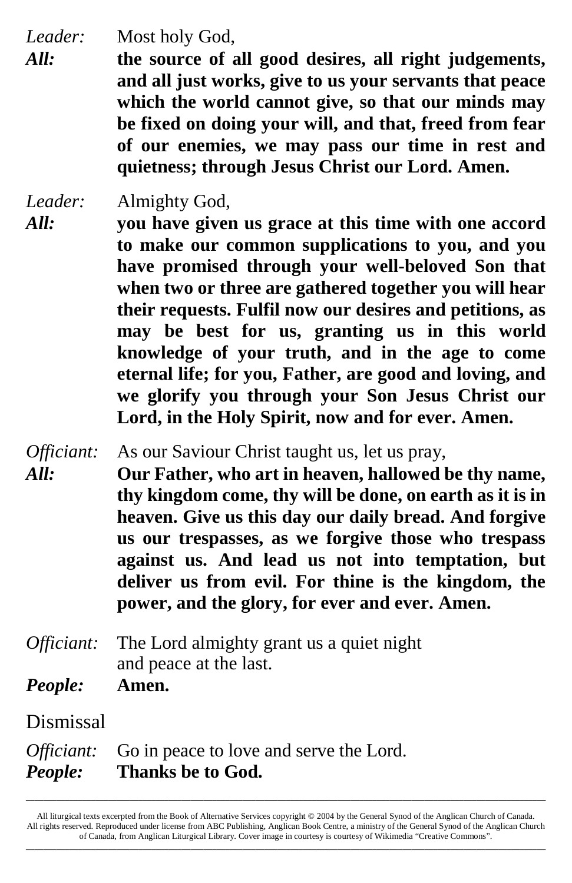*Leader:* Most holy God,

***All:*** **the source of all good desires, all right judgements, and all just works, give to us your servants that peace which the world cannot give, so that our minds may be fixed on doing your will, and that, freed from fear of our enemies, we may pass our time in rest and quietness; through Jesus Christ our Lord. Amen.**

*Leader:* Almighty God,

***All:*** **you have given us grace at this time with one accord to make our common supplications to you, and you have promised through your well-beloved Son that when two or three are gathered together you will hear their requests. Fulfil now our desires and petitions, as may be best for us, granting us in this world knowledge of your truth, and in the age to come eternal life; for you, Father, are good and loving, and we glorify you through your Son Jesus Christ our Lord, in the Holy Spirit, now and for ever. Amen.**

*Officiant:* As our Saviour Christ taught us, let us pray,

***All:*** **Our Father, who art in heaven, hallowed be thy name, thy kingdom come, thy will be done, on earth as it is in heaven. Give us this day our daily bread. And forgive us our trespasses, as we forgive those who trespass against us. And lead us not into temptation, but deliver us from evil. For thine is the kingdom, the power, and the glory, for ever and ever. Amen.**

*Officiant:* The Lord almighty grant us a quiet night
and peace at the last.

***People:*** **Amen.**

## Dismissal

*Officiant:* Go in peace to love and serve the Lord.

***People:*** **Thanks be to God.**

---

All liturgical texts excerpted from the Book of Alternative Services copyright © 2004 by the General Synod of the Anglican Church of Canada. All rights reserved. Reproduced under license from ABC Publishing, Anglican Book Centre, a ministry of the General Synod of the Anglican Church of Canada, from Anglican Liturgical Library. Cover image in courtesy is courtesy of Wikimedia "Creative Commons".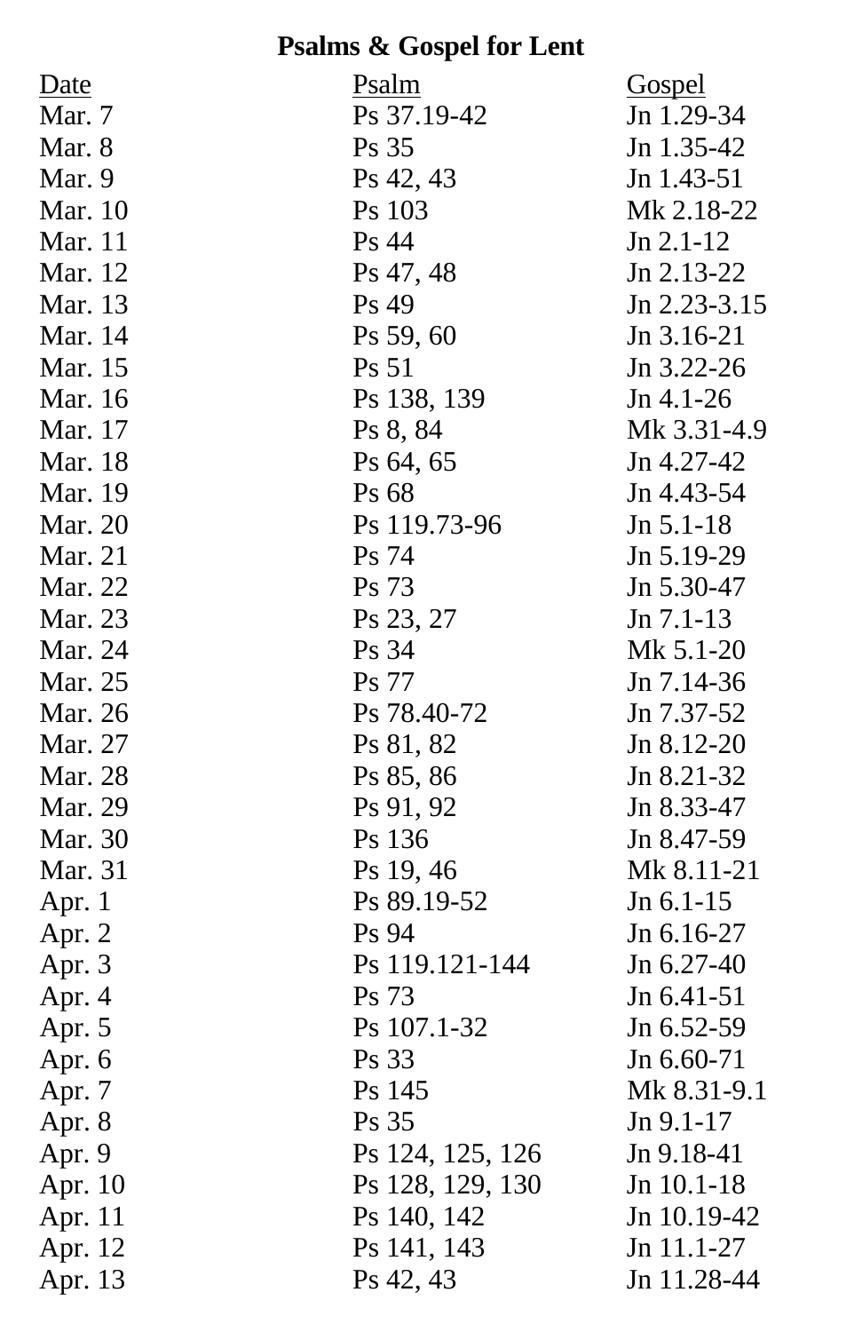**Psalms & Gospel for Lent**

| Date | Psalm | Gospel |
|---|---|---|
| Mar. 7 | Ps 37.19-42 | Jn 1.29-34 |
| Mar. 8 | Ps 35 | Jn 1.35-42 |
| Mar. 9 | Ps 42, 43 | Jn 1.43-51 |
| Mar. 10 | Ps 103 | Mk 2.18-22 |
| Mar. 11 | Ps 44 | Jn 2.1-12 |
| Mar. 12 | Ps 47, 48 | Jn 2.13-22 |
| Mar. 13 | Ps 49 | Jn 2.23-3.15 |
| Mar. 14 | Ps 59, 60 | Jn 3.16-21 |
| Mar. 15 | Ps 51 | Jn 3.22-26 |
| Mar. 16 | Ps 138, 139 | Jn 4.1-26 |
| Mar. 17 | Ps 8, 84 | Mk 3.31-4.9 |
| Mar. 18 | Ps 64, 65 | Jn 4.27-42 |
| Mar. 19 | Ps 68 | Jn 4.43-54 |
| Mar. 20 | Ps 119.73-96 | Jn 5.1-18 |
| Mar. 21 | Ps 74 | Jn 5.19-29 |
| Mar. 22 | Ps 73 | Jn 5.30-47 |
| Mar. 23 | Ps 23, 27 | Jn 7.1-13 |
| Mar. 24 | Ps 34 | Mk 5.1-20 |
| Mar. 25 | Ps 77 | Jn 7.14-36 |
| Mar. 26 | Ps 78.40-72 | Jn 7.37-52 |
| Mar. 27 | Ps 81, 82 | Jn 8.12-20 |
| Mar. 28 | Ps 85, 86 | Jn 8.21-32 |
| Mar. 29 | Ps 91, 92 | Jn 8.33-47 |
| Mar. 30 | Ps 136 | Jn 8.47-59 |
| Mar. 31 | Ps 19, 46 | Mk 8.11-21 |
| Apr. 1 | Ps 89.19-52 | Jn 6.1-15 |
| Apr. 2 | Ps 94 | Jn 6.16-27 |
| Apr. 3 | Ps 119.121-144 | Jn 6.27-40 |
| Apr. 4 | Ps 73 | Jn 6.41-51 |
| Apr. 5 | Ps 107.1-32 | Jn 6.52-59 |
| Apr. 6 | Ps 33 | Jn 6.60-71 |
| Apr. 7 | Ps 145 | Mk 8.31-9.1 |
| Apr. 8 | Ps 35 | Jn 9.1-17 |
| Apr. 9 | Ps 124, 125, 126 | Jn 9.18-41 |
| Apr. 10 | Ps 128, 129, 130 | Jn 10.1-18 |
| Apr. 11 | Ps 140, 142 | Jn 10.19-42 |
| Apr. 12 | Ps 141, 143 | Jn 11.1-27 |
| Apr. 13 | Ps 42, 43 | Jn 11.28-44 |